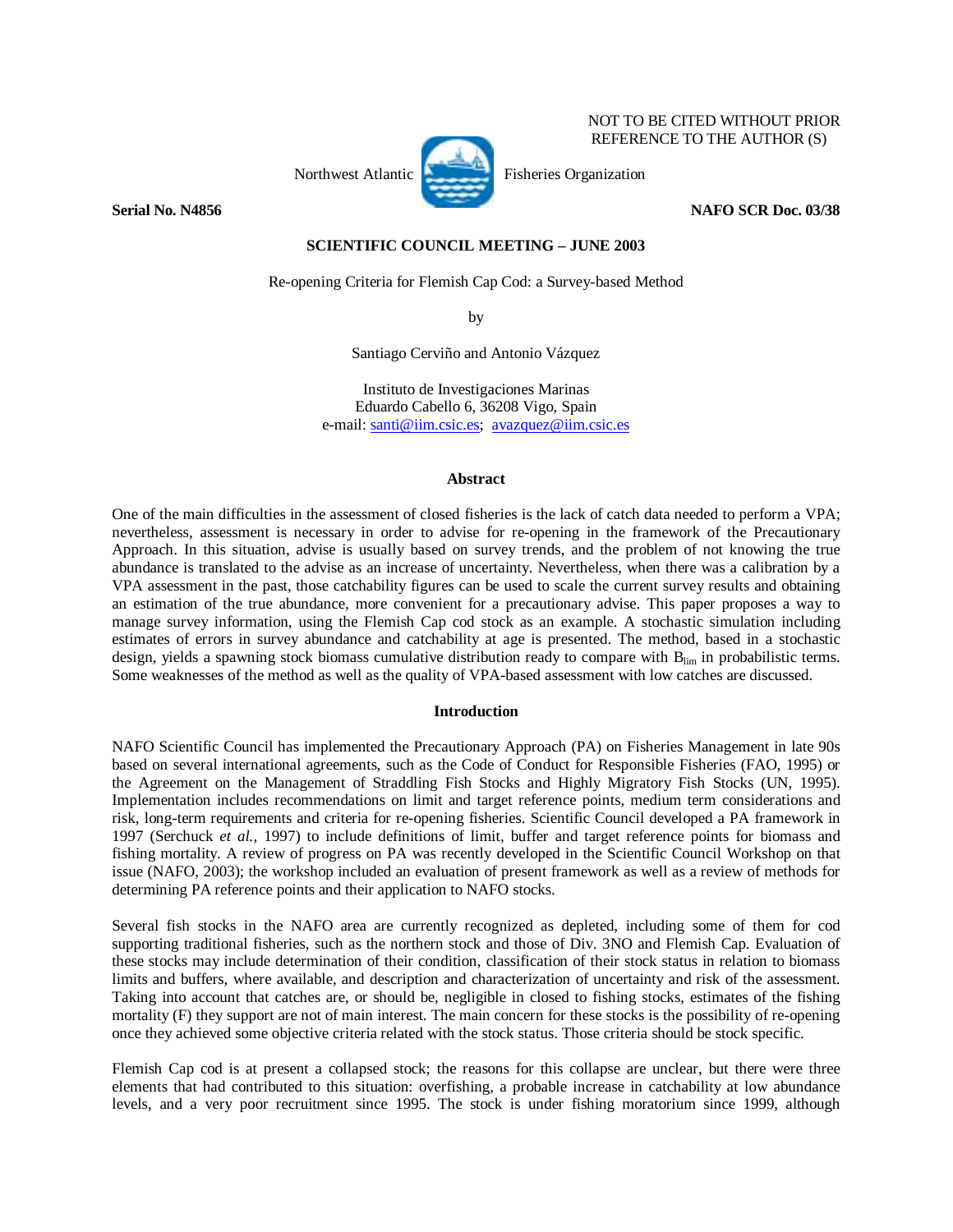NOT TO BE CITED WITHOUT PRIOR REFERENCE TO THE AUTHOR (S)

Northwest Atlantic Fisheries Organization

**Serial No. N4856** **NAFO SCR Doc. 03/38**

**SCIENTIFIC COUNCIL MEETING – JUNE 2003**

Re-opening Criteria for Flemish Cap Cod: a Survey-based Method

by

Santiago Cerviño and Antonio Vázquez

Instituto de Investigaciones Marinas
Eduardo Cabello 6, 36208 Vigo, Spain
e-mail: santi@iim.csic.es; avazquez@iim.csic.es

### Abstract

One of the main difficulties in the assessment of closed fisheries is the lack of catch data needed to perform a VPA; nevertheless, assessment is necessary in order to advise for re-opening in the framework of the Precautionary Approach. In this situation, advise is usually based on survey trends, and the problem of not knowing the true abundance is translated to the advise as an increase of uncertainty. Nevertheless, when there was a calibration by a VPA assessment in the past, those catchability figures can be used to scale the current survey results and obtaining an estimation of the true abundance, more convenient for a precautionary advise. This paper proposes a way to manage survey information, using the Flemish Cap cod stock as an example. A stochastic simulation including estimates of errors in survey abundance and catchability at age is presented. The method, based in a stochastic design, yields a spawning stock biomass cumulative distribution ready to compare with $B_{lim}$ in probabilistic terms. Some weaknesses of the method as well as the quality of VPA-based assessment with low catches are discussed.

### Introduction

NAFO Scientific Council has implemented the Precautionary Approach (PA) on Fisheries Management in late 90s based on several international agreements, such as the Code of Conduct for Responsible Fisheries (FAO, 1995) or the Agreement on the Management of Straddling Fish Stocks and Highly Migratory Fish Stocks (UN, 1995). Implementation includes recommendations on limit and target reference points, medium term considerations and risk, long-term requirements and criteria for re-opening fisheries. Scientific Council developed a PA framework in 1997 (Serchuck *et al.*, 1997) to include definitions of limit, buffer and target reference points for biomass and fishing mortality. A review of progress on PA was recently developed in the Scientific Council Workshop on that issue (NAFO, 2003); the workshop included an evaluation of present framework as well as a review of methods for determining PA reference points and their application to NAFO stocks.

Several fish stocks in the NAFO area are currently recognized as depleted, including some of them for cod supporting traditional fisheries, such as the northern stock and those of Div. 3NO and Flemish Cap. Evaluation of these stocks may include determination of their condition, classification of their stock status in relation to biomass limits and buffers, where available, and description and characterization of uncertainty and risk of the assessment. Taking into account that catches are, or should be, negligible in closed to fishing stocks, estimates of the fishing mortality (F) they support are not of main interest. The main concern for these stocks is the possibility of re-opening once they achieved some objective criteria related with the stock status. Those criteria should be stock specific.

Flemish Cap cod is at present a collapsed stock; the reasons for this collapse are unclear, but there were three elements that had contributed to this situation: overfishing, a probable increase in catchability at low abundance levels, and a very poor recruitment since 1995. The stock is under fishing moratorium since 1999, although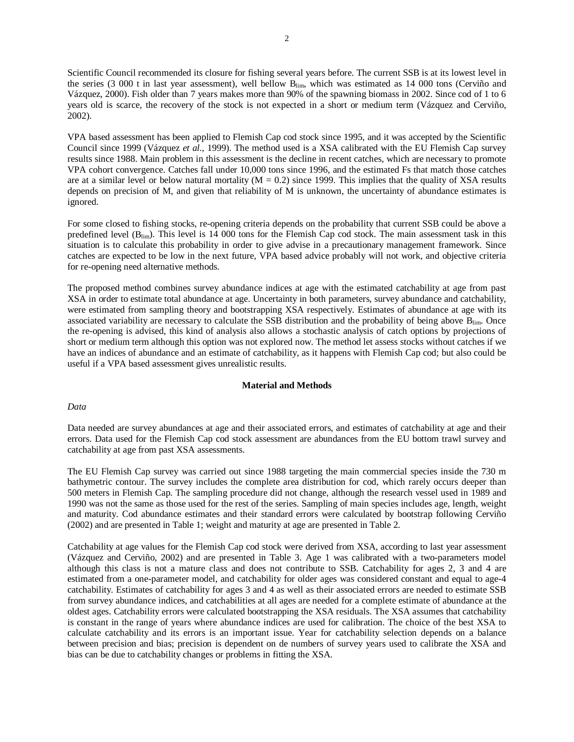Scientific Council recommended its closure for fishing several years before. The current SSB is at its lowest level in the series (3 000 t in last year assessment), well bellow $B_{lim}$, which was estimated as 14 000 tons (Cerviño and Vázquez, 2000). Fish older than 7 years makes more than 90% of the spawning biomass in 2002. Since cod of 1 to 6 years old is scarce, the recovery of the stock is not expected in a short or medium term (Vázquez and Cerviño, 2002).

VPA based assessment has been applied to Flemish Cap cod stock since 1995, and it was accepted by the Scientific Council since 1999 (Vázquez *et al*., 1999). The method used is a XSA calibrated with the EU Flemish Cap survey results since 1988. Main problem in this assessment is the decline in recent catches, which are necessary to promote VPA cohort convergence. Catches fall under 10,000 tons since 1996, and the estimated Fs that match those catches are at a similar level or below natural mortality ($M = 0.2$) since 1999. This implies that the quality of XSA results depends on precision of M, and given that reliability of M is unknown, the uncertainty of abundance estimates is ignored.

For some closed to fishing stocks, re-opening criteria depends on the probability that current SSB could be above a predefined level ($B_{lim}$). This level is 14 000 tons for the Flemish Cap cod stock. The main assessment task in this situation is to calculate this probability in order to give advise in a precautionary management framework. Since catches are expected to be low in the next future, VPA based advice probably will not work, and objective criteria for re-opening need alternative methods.

The proposed method combines survey abundance indices at age with the estimated catchability at age from past XSA in order to estimate total abundance at age. Uncertainty in both parameters, survey abundance and catchability, were estimated from sampling theory and bootstrapping XSA respectively. Estimates of abundance at age with its associated variability are necessary to calculate the SSB distribution and the probability of being above $B_{lim}$. Once the re-opening is advised, this kind of analysis also allows a stochastic analysis of catch options by projections of short or medium term although this option was not explored now. The method let assess stocks without catches if we have an indices of abundance and an estimate of catchability, as it happens with Flemish Cap cod; but also could be useful if a VPA based assessment gives unrealistic results.

## Material and Methods

*Data*

Data needed are survey abundances at age and their associated errors, and estimates of catchability at age and their errors. Data used for the Flemish Cap cod stock assessment are abundances from the EU bottom trawl survey and catchability at age from past XSA assessments.

The EU Flemish Cap survey was carried out since 1988 targeting the main commercial species inside the 730 m bathymetric contour. The survey includes the complete area distribution for cod, which rarely occurs deeper than 500 meters in Flemish Cap. The sampling procedure did not change, although the research vessel used in 1989 and 1990 was not the same as those used for the rest of the series. Sampling of main species includes age, length, weight and maturity. Cod abundance estimates and their standard errors were calculated by bootstrap following Cerviño (2002) and are presented in Table 1; weight and maturity at age are presented in Table 2.

Catchability at age values for the Flemish Cap cod stock were derived from XSA, according to last year assessment (Vázquez and Cerviño, 2002) and are presented in Table 3. Age 1 was calibrated with a two-parameters model although this class is not a mature class and does not contribute to SSB. Catchability for ages 2, 3 and 4 are estimated from a one-parameter model, and catchability for older ages was considered constant and equal to age-4 catchability. Estimates of catchability for ages 3 and 4 as well as their associated errors are needed to estimate SSB from survey abundance indices, and catchabilities at all ages are needed for a complete estimate of abundance at the oldest ages. Catchability errors were calculated bootstrapping the XSA residuals. The XSA assumes that catchability is constant in the range of years where abundance indices are used for calibration. The choice of the best XSA to calculate catchability and its errors is an important issue. Year for catchability selection depends on a balance between precision and bias; precision is dependent on de numbers of survey years used to calibrate the XSA and bias can be due to catchability changes or problems in fitting the XSA.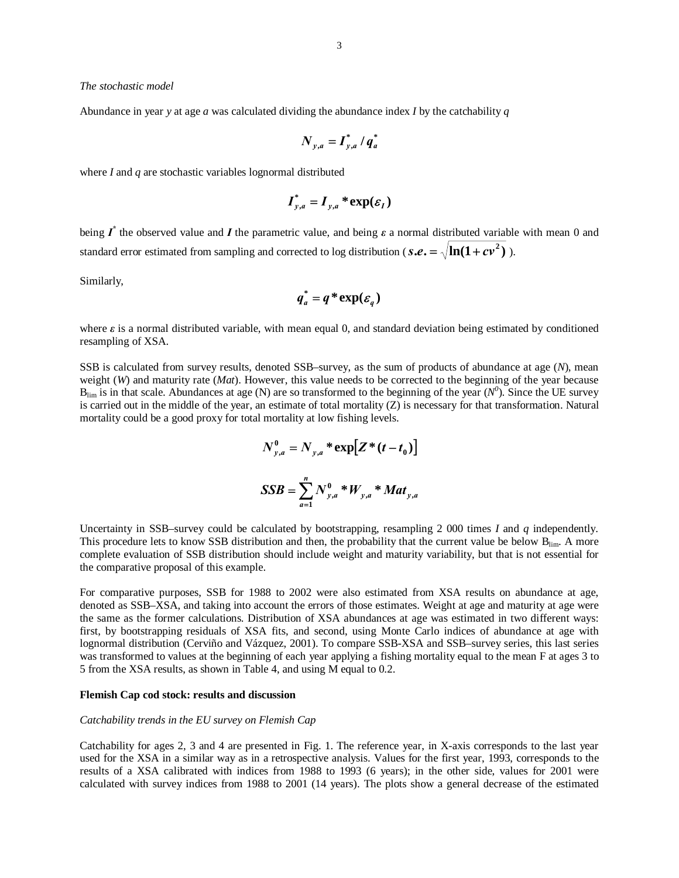*The stochastic model*

Abundance in year $y$ at age $a$ was calculated dividing the abundance index $I$ by the catchability $q$

$$N_{y,a} = I^*_{y,a} / q^*_a$$

where $I$ and $q$ are stochastic variables lognormal distributed

$$I^*_{y,a} = I_{y,a} * \exp(\varepsilon_I)$$

being $I^*$ the observed value and $I$ the parametric value, and being $\varepsilon$ a normal distributed variable with mean 0 and standard error estimated from sampling and corrected to log distribution ($s.e. = \sqrt{\ln(1+cv^2)}$ ).

Similarly,

$$q^*_a = q * \exp(\varepsilon_q)$$

where $\varepsilon$ is a normal distributed variable, with mean equal 0, and standard deviation being estimated by conditioned resampling of XSA.

SSB is calculated from survey results, denoted SSB–survey, as the sum of products of abundance at age ($N$), mean weight ($W$) and maturity rate ($Mat$). However, this value needs to be corrected to the beginning of the year because $B_{lim}$ is in that scale. Abundances at age (N) are so transformed to the beginning of the year ($N^0$). Since the UE survey is carried out in the middle of the year, an estimate of total mortality (Z) is necessary for that transformation. Natural mortality could be a good proxy for total mortality at low fishing levels.

$$N^0_{y,a} = N_{y,a} * \exp[Z * (t - t_0)]$$

$$SSB = \sum_{a=1}^{n} N^0_{y,a} * W_{y,a} * Mat_{y,a}$$

Uncertainty in SSB–survey could be calculated by bootstrapping, resampling 2 000 times $I$ and $q$ independently. This procedure lets to know SSB distribution and then, the probability that the current value be below $B_{lim}$. A more complete evaluation of SSB distribution should include weight and maturity variability, but that is not essential for the comparative proposal of this example.

For comparative purposes, SSB for 1988 to 2002 were also estimated from XSA results on abundance at age, denoted as SSB–XSA, and taking into account the errors of those estimates. Weight at age and maturity at age were the same as the former calculations. Distribution of XSA abundances at age was estimated in two different ways: first, by bootstrapping residuals of XSA fits, and second, using Monte Carlo indices of abundance at age with lognormal distribution (Cerviño and Vázquez, 2001). To compare SSB-XSA and SSB–survey series, this last series was transformed to values at the beginning of each year applying a fishing mortality equal to the mean F at ages 3 to 5 from the XSA results, as shown in Table 4, and using M equal to 0.2.

**Flemish Cap cod stock: results and discussion**

*Catchability trends in the EU survey on Flemish Cap*

Catchability for ages 2, 3 and 4 are presented in Fig. 1. The reference year, in X-axis corresponds to the last year used for the XSA in a similar way as in a retrospective analysis. Values for the first year, 1993, corresponds to the results of a XSA calibrated with indices from 1988 to 1993 (6 years); in the other side, values for 2001 were calculated with survey indices from 1988 to 2001 (14 years). The plots show a general decrease of the estimated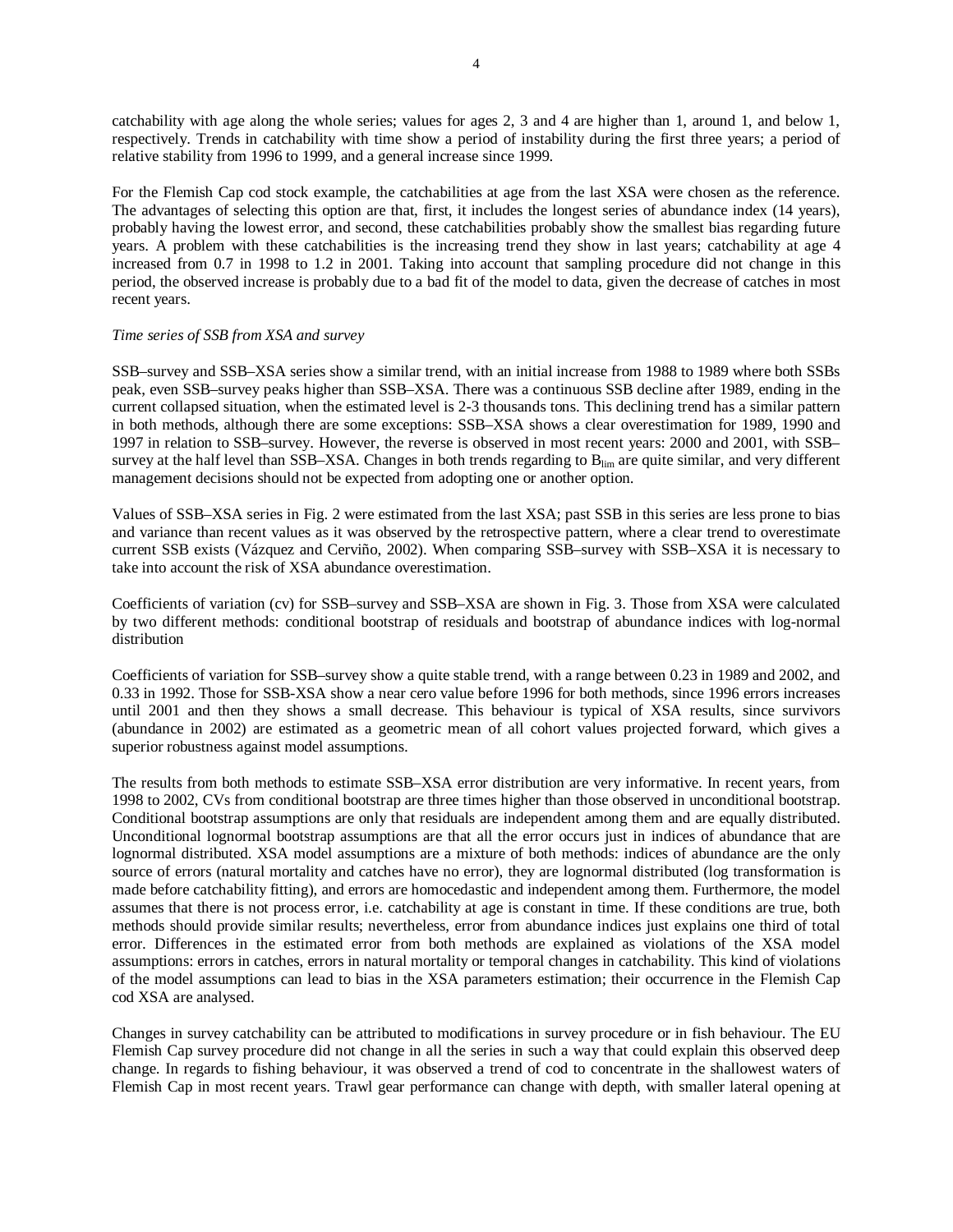catchability with age along the whole series; values for ages 2, 3 and 4 are higher than 1, around 1, and below 1, respectively. Trends in catchability with time show a period of instability during the first three years; a period of relative stability from 1996 to 1999, and a general increase since 1999.

For the Flemish Cap cod stock example, the catchabilities at age from the last XSA were chosen as the reference. The advantages of selecting this option are that, first, it includes the longest series of abundance index (14 years), probably having the lowest error, and second, these catchabilities probably show the smallest bias regarding future years. A problem with these catchabilities is the increasing trend they show in last years; catchability at age 4 increased from 0.7 in 1998 to 1.2 in 2001. Taking into account that sampling procedure did not change in this period, the observed increase is probably due to a bad fit of the model to data, given the decrease of catches in most recent years.

*Time series of SSB from XSA and survey*

SSB–survey and SSB–XSA series show a similar trend, with an initial increase from 1988 to 1989 where both SSBs peak, even SSB–survey peaks higher than SSB–XSA. There was a continuous SSB decline after 1989, ending in the current collapsed situation, when the estimated level is 2-3 thousands tons. This declining trend has a similar pattern in both methods, although there are some exceptions: SSB–XSA shows a clear overestimation for 1989, 1990 and 1997 in relation to SSB–survey. However, the reverse is observed in most recent years: 2000 and 2001, with SSB–survey at the half level than SSB–XSA. Changes in both trends regarding to $B_{lim}$ are quite similar, and very different management decisions should not be expected from adopting one or another option.

Values of SSB–XSA series in Fig. 2 were estimated from the last XSA; past SSB in this series are less prone to bias and variance than recent values as it was observed by the retrospective pattern, where a clear trend to overestimate current SSB exists (Vázquez and Cerviño, 2002). When comparing SSB–survey with SSB–XSA it is necessary to take into account the risk of XSA abundance overestimation.

Coefficients of variation (cv) for SSB–survey and SSB–XSA are shown in Fig. 3. Those from XSA were calculated by two different methods: conditional bootstrap of residuals and bootstrap of abundance indices with log-normal distribution

Coefficients of variation for SSB–survey show a quite stable trend, with a range between 0.23 in 1989 and 2002, and 0.33 in 1992. Those for SSB-XSA show a near cero value before 1996 for both methods, since 1996 errors increases until 2001 and then they shows a small decrease. This behaviour is typical of XSA results, since survivors (abundance in 2002) are estimated as a geometric mean of all cohort values projected forward, which gives a superior robustness against model assumptions.

The results from both methods to estimate SSB–XSA error distribution are very informative. In recent years, from 1998 to 2002, CVs from conditional bootstrap are three times higher than those observed in unconditional bootstrap. Conditional bootstrap assumptions are only that residuals are independent among them and are equally distributed. Unconditional lognormal bootstrap assumptions are that all the error occurs just in indices of abundance that are lognormal distributed. XSA model assumptions are a mixture of both methods: indices of abundance are the only source of errors (natural mortality and catches have no error), they are lognormal distributed (log transformation is made before catchability fitting), and errors are homocedastic and independent among them. Furthermore, the model assumes that there is not process error, i.e. catchability at age is constant in time. If these conditions are true, both methods should provide similar results; nevertheless, error from abundance indices just explains one third of total error. Differences in the estimated error from both methods are explained as violations of the XSA model assumptions: errors in catches, errors in natural mortality or temporal changes in catchability. This kind of violations of the model assumptions can lead to bias in the XSA parameters estimation; their occurrence in the Flemish Cap cod XSA are analysed.

Changes in survey catchability can be attributed to modifications in survey procedure or in fish behaviour. The EU Flemish Cap survey procedure did not change in all the series in such a way that could explain this observed deep change. In regards to fishing behaviour, it was observed a trend of cod to concentrate in the shallowest waters of Flemish Cap in most recent years. Trawl gear performance can change with depth, with smaller lateral opening at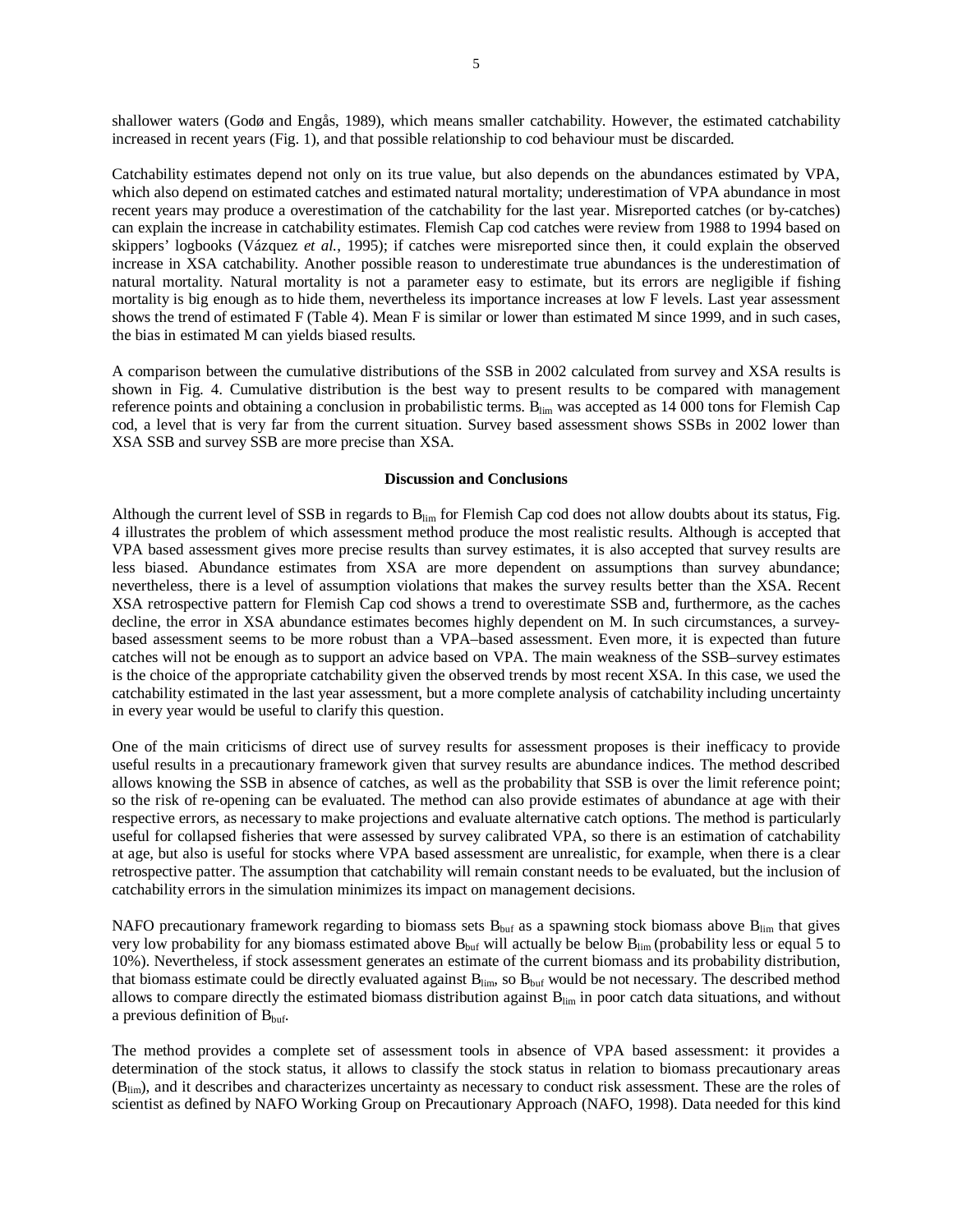shallower waters (Godø and Engås, 1989), which means smaller catchability. However, the estimated catchability increased in recent years (Fig. 1), and that possible relationship to cod behaviour must be discarded.

Catchability estimates depend not only on its true value, but also depends on the abundances estimated by VPA, which also depend on estimated catches and estimated natural mortality; underestimation of VPA abundance in most recent years may produce a overestimation of the catchability for the last year. Misreported catches (or by-catches) can explain the increase in catchability estimates. Flemish Cap cod catches were review from 1988 to 1994 based on skippers' logbooks (Vázquez *et al.*, 1995); if catches were misreported since then, it could explain the observed increase in XSA catchability. Another possible reason to underestimate true abundances is the underestimation of natural mortality. Natural mortality is not a parameter easy to estimate, but its errors are negligible if fishing mortality is big enough as to hide them, nevertheless its importance increases at low F levels. Last year assessment shows the trend of estimated F (Table 4). Mean F is similar or lower than estimated M since 1999, and in such cases, the bias in estimated M can yields biased results.

A comparison between the cumulative distributions of the SSB in 2002 calculated from survey and XSA results is shown in Fig. 4. Cumulative distribution is the best way to present results to be compared with management reference points and obtaining a conclusion in probabilistic terms. $B_{lim}$ was accepted as 14 000 tons for Flemish Cap cod, a level that is very far from the current situation. Survey based assessment shows SSBs in 2002 lower than XSA SSB and survey SSB are more precise than XSA.

## Discussion and Conclusions

Although the current level of SSB in regards to $B_{lim}$ for Flemish Cap cod does not allow doubts about its status, Fig. 4 illustrates the problem of which assessment method produce the most realistic results. Although is accepted that VPA based assessment gives more precise results than survey estimates, it is also accepted that survey results are less biased. Abundance estimates from XSA are more dependent on assumptions than survey abundance; nevertheless, there is a level of assumption violations that makes the survey results better than the XSA. Recent XSA retrospective pattern for Flemish Cap cod shows a trend to overestimate SSB and, furthermore, as the caches decline, the error in XSA abundance estimates becomes highly dependent on M. In such circumstances, a survey-based assessment seems to be more robust than a VPA–based assessment. Even more, it is expected than future catches will not be enough as to support an advice based on VPA. The main weakness of the SSB–survey estimates is the choice of the appropriate catchability given the observed trends by most recent XSA. In this case, we used the catchability estimated in the last year assessment, but a more complete analysis of catchability including uncertainty in every year would be useful to clarify this question.

One of the main criticisms of direct use of survey results for assessment proposes is their inefficacy to provide useful results in a precautionary framework given that survey results are abundance indices. The method described allows knowing the SSB in absence of catches, as well as the probability that SSB is over the limit reference point; so the risk of re-opening can be evaluated. The method can also provide estimates of abundance at age with their respective errors, as necessary to make projections and evaluate alternative catch options. The method is particularly useful for collapsed fisheries that were assessed by survey calibrated VPA, so there is an estimation of catchability at age, but also is useful for stocks where VPA based assessment are unrealistic, for example, when there is a clear retrospective patter. The assumption that catchability will remain constant needs to be evaluated, but the inclusion of catchability errors in the simulation minimizes its impact on management decisions.

NAFO precautionary framework regarding to biomass sets $B_{buf}$ as a spawning stock biomass above $B_{lim}$ that gives very low probability for any biomass estimated above $B_{buf}$ will actually be below $B_{lim}$ (probability less or equal 5 to 10%). Nevertheless, if stock assessment generates an estimate of the current biomass and its probability distribution, that biomass estimate could be directly evaluated against $B_{lim}$, so $B_{buf}$ would be not necessary. The described method allows to compare directly the estimated biomass distribution against $B_{lim}$ in poor catch data situations, and without a previous definition of $B_{buf}$.

The method provides a complete set of assessment tools in absence of VPA based assessment: it provides a determination of the stock status, it allows to classify the stock status in relation to biomass precautionary areas ($B_{lim}$), and it describes and characterizes uncertainty as necessary to conduct risk assessment. These are the roles of scientist as defined by NAFO Working Group on Precautionary Approach (NAFO, 1998). Data needed for this kind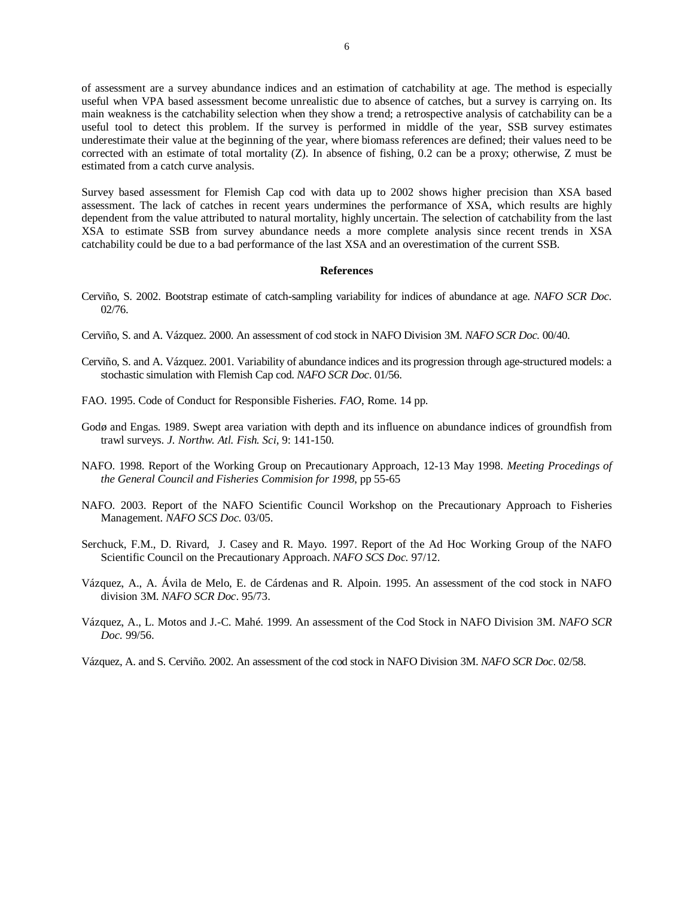of assessment are a survey abundance indices and an estimation of catchability at age. The method is especially useful when VPA based assessment become unrealistic due to absence of catches, but a survey is carrying on. Its main weakness is the catchability selection when they show a trend; a retrospective analysis of catchability can be a useful tool to detect this problem. If the survey is performed in middle of the year, SSB survey estimates underestimate their value at the beginning of the year, where biomass references are defined; their values need to be corrected with an estimate of total mortality (Z). In absence of fishing, 0.2 can be a proxy; otherwise, Z must be estimated from a catch curve analysis.

Survey based assessment for Flemish Cap cod with data up to 2002 shows higher precision than XSA based assessment. The lack of catches in recent years undermines the performance of XSA, which results are highly dependent from the value attributed to natural mortality, highly uncertain. The selection of catchability from the last XSA to estimate SSB from survey abundance needs a more complete analysis since recent trends in XSA catchability could be due to a bad performance of the last XSA and an overestimation of the current SSB.

## References

Cerviño, S. 2002. Bootstrap estimate of catch-sampling variability for indices of abundance at age. *NAFO SCR Doc*. 02/76.

Cerviño, S. and A. Vázquez. 2000. An assessment of cod stock in NAFO Division 3M. *NAFO SCR Doc.* 00/40.

Cerviño, S. and A. Vázquez. 2001. Variability of abundance indices and its progression through age-structured models: a stochastic simulation with Flemish Cap cod. *NAFO SCR Doc*. 01/56.

FAO. 1995. Code of Conduct for Responsible Fisheries. *FAO*, Rome. 14 pp.

Godø and Engas. 1989. Swept area variation with depth and its influence on abundance indices of groundfish from trawl surveys. *J. Northw. Atl. Fish. Sci*, 9: 141-150.

NAFO. 1998. Report of the Working Group on Precautionary Approach, 12-13 May 1998. *Meeting Procedings of the General Council and Fisheries Commision for 1998*, pp 55-65

NAFO. 2003. Report of the NAFO Scientific Council Workshop on the Precautionary Approach to Fisheries Management. *NAFO SCS Doc.* 03/05.

Serchuck, F.M., D. Rivard, J. Casey and R. Mayo. 1997. Report of the Ad Hoc Working Group of the NAFO Scientific Council on the Precautionary Approach. *NAFO SCS Doc.* 97/12.

Vázquez, A., A. Ávila de Melo, E. de Cárdenas and R. Alpoin. 1995. An assessment of the cod stock in NAFO division 3M. *NAFO SCR Doc*. 95/73.

Vázquez, A., L. Motos and J.-C. Mahé. 1999. An assessment of the Cod Stock in NAFO Division 3M. *NAFO SCR Doc.* 99/56.

Vázquez, A. and S. Cerviño. 2002. An assessment of the cod stock in NAFO Division 3M. *NAFO SCR Doc*. 02/58.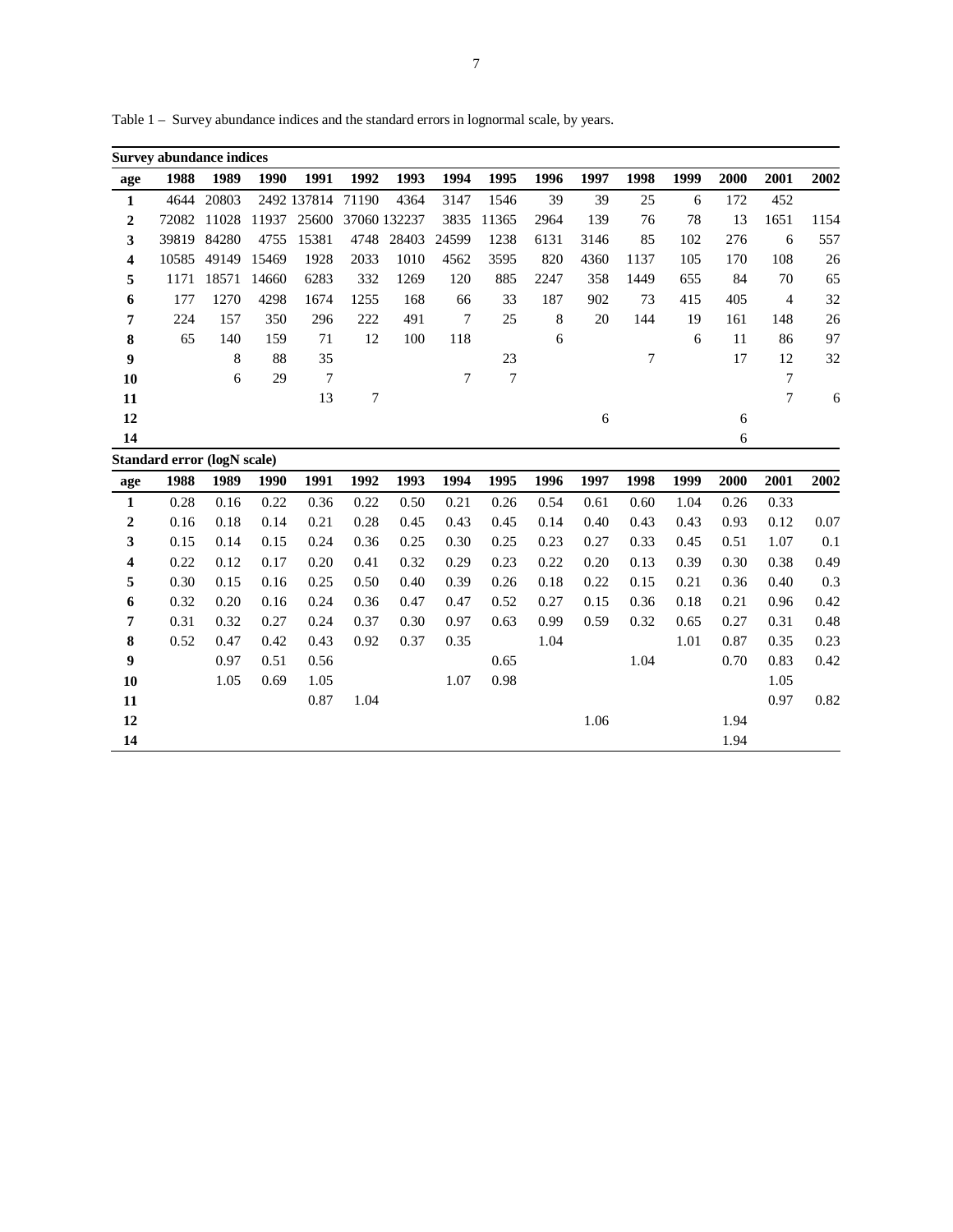Table 1 – Survey abundance indices and the standard errors in lognormal scale, by years.

| **Survey abundance indices** | | | | | | | | | | | | | | | |
|---|---|---|---|---|---|---|---|---|---|---|---|---|---|---|---|
| **age** | **1988** | **1989** | **1990** | **1991** | **1992** | **1993** | **1994** | **1995** | **1996** | **1997** | **1998** | **1999** | **2000** | **2001** | **2002** |
| **1** | 4644 | 20803 | 2492 | 137814 | 71190 | 4364 | 3147 | 1546 | 39 | 39 | 25 | 6 | 172 | 452 | |
| **2** | 72082 | 11028 | 11937 | 25600 | 37060 | 132237 | 3835 | 11365 | 2964 | 139 | 76 | 78 | 13 | 1651 | 1154 |
| **3** | 39819 | 84280 | 4755 | 15381 | 4748 | 28403 | 24599 | 1238 | 6131 | 3146 | 85 | 102 | 276 | 6 | 557 |
| **4** | 10585 | 49149 | 15469 | 1928 | 2033 | 1010 | 4562 | 3595 | 820 | 4360 | 1137 | 105 | 170 | 108 | 26 |
| **5** | 1171 | 18571 | 14660 | 6283 | 332 | 1269 | 120 | 885 | 2247 | 358 | 1449 | 655 | 84 | 70 | 65 |
| **6** | 177 | 1270 | 4298 | 1674 | 1255 | 168 | 66 | 33 | 187 | 902 | 73 | 415 | 405 | 4 | 32 |
| **7** | 224 | 157 | 350 | 296 | 222 | 491 | 7 | 25 | 8 | 20 | 144 | 19 | 161 | 148 | 26 |
| **8** | 65 | 140 | 159 | 71 | 12 | 100 | 118 | | 6 | | | 6 | 11 | 86 | 97 |
| **9** | | 8 | 88 | 35 | | | | 23 | | | 7 | | 17 | 12 | 32 |
| **10** | | 6 | 29 | 7 | | | 7 | 7 | | | | | | 7 | |
| **11** | | | | 13 | 7 | | | | | | | | | 7 | 6 |
| **12** | | | | | | | | | | 6 | | | 6 | | |
| **14** | | | | | | | | | | | | | 6 | | |

| **Standard error (logN scale)** | | | | | | | | | | | | | | | |
|---|---|---|---|---|---|---|---|---|---|---|---|---|---|---|---|
| **age** | **1988** | **1989** | **1990** | **1991** | **1992** | **1993** | **1994** | **1995** | **1996** | **1997** | **1998** | **1999** | **2000** | **2001** | **2002** |
| **1** | 0.28 | 0.16 | 0.22 | 0.36 | 0.22 | 0.50 | 0.21 | 0.26 | 0.54 | 0.61 | 0.60 | 1.04 | 0.26 | 0.33 | |
| **2** | 0.16 | 0.18 | 0.14 | 0.21 | 0.28 | 0.45 | 0.43 | 0.45 | 0.14 | 0.40 | 0.43 | 0.43 | 0.93 | 0.12 | 0.07 |
| **3** | 0.15 | 0.14 | 0.15 | 0.24 | 0.36 | 0.25 | 0.30 | 0.25 | 0.23 | 0.27 | 0.33 | 0.45 | 0.51 | 1.07 | 0.1 |
| **4** | 0.22 | 0.12 | 0.17 | 0.20 | 0.41 | 0.32 | 0.29 | 0.23 | 0.22 | 0.20 | 0.13 | 0.39 | 0.30 | 0.38 | 0.49 |
| **5** | 0.30 | 0.15 | 0.16 | 0.25 | 0.50 | 0.40 | 0.39 | 0.26 | 0.18 | 0.22 | 0.15 | 0.21 | 0.36 | 0.40 | 0.3 |
| **6** | 0.32 | 0.20 | 0.16 | 0.24 | 0.36 | 0.47 | 0.47 | 0.52 | 0.27 | 0.15 | 0.36 | 0.18 | 0.21 | 0.96 | 0.42 |
| **7** | 0.31 | 0.32 | 0.27 | 0.24 | 0.37 | 0.30 | 0.97 | 0.63 | 0.99 | 0.59 | 0.32 | 0.65 | 0.27 | 0.31 | 0.48 |
| **8** | 0.52 | 0.47 | 0.42 | 0.43 | 0.92 | 0.37 | 0.35 | | 1.04 | | | 1.01 | 0.87 | 0.35 | 0.23 |
| **9** | | 0.97 | 0.51 | 0.56 | | | | 0.65 | | | 1.04 | | 0.70 | 0.83 | 0.42 |
| **10** | | 1.05 | 0.69 | 1.05 | | | 1.07 | 0.98 | | | | | | 1.05 | |
| **11** | | | | 0.87 | 1.04 | | | | | | | | | 0.97 | 0.82 |
| **12** | | | | | | | | | | 1.06 | | | 1.94 | | |
| **14** | | | | | | | | | | | | | 1.94 | | |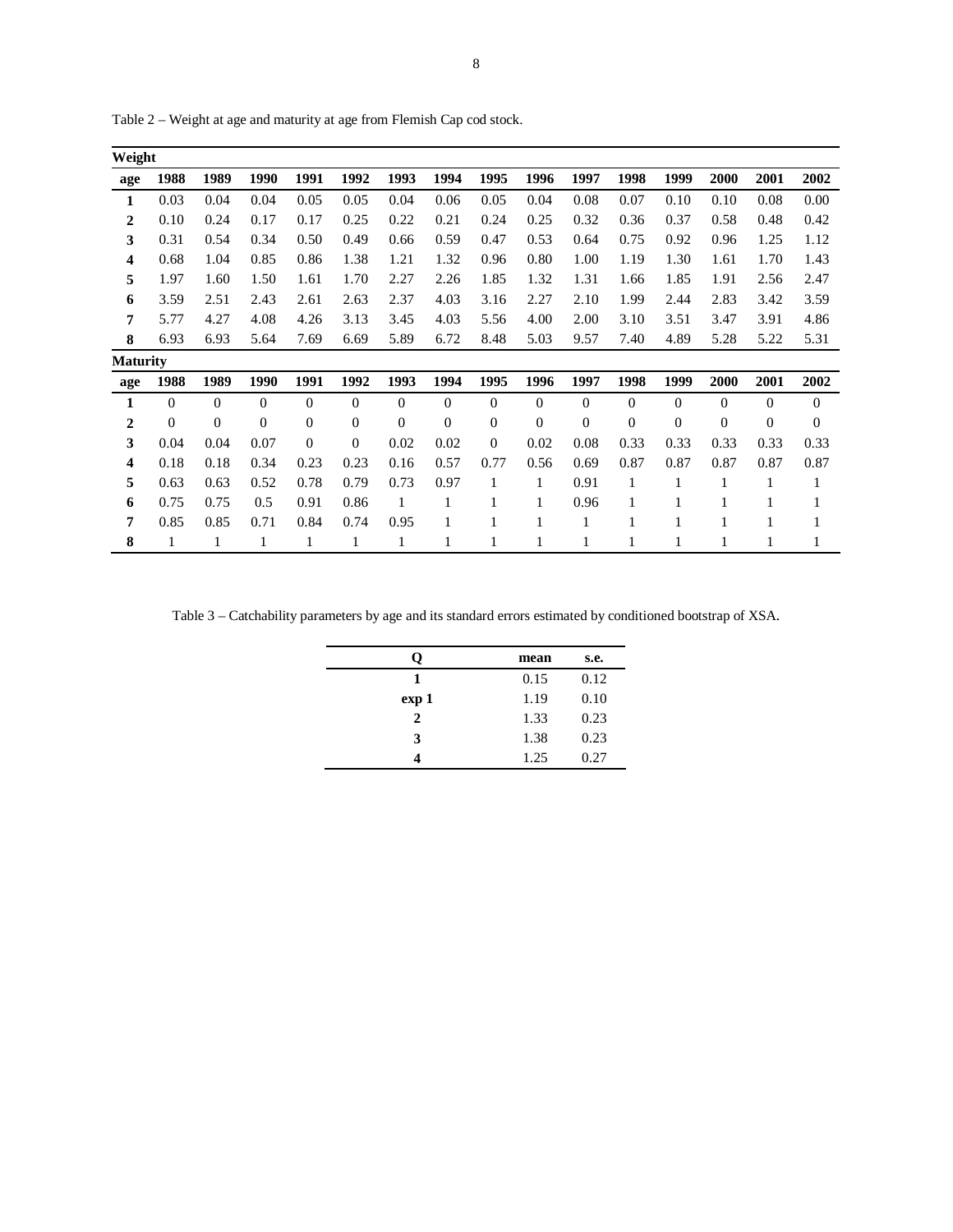Table 2 – Weight at age and maturity at age from Flemish Cap cod stock.

| **Weight** | | | | | | | | | | | | | | | |
|---|---|---|---|---|---|---|---|---|---|---|---|---|---|---|---|
| **age** | **1988** | **1989** | **1990** | **1991** | **1992** | **1993** | **1994** | **1995** | **1996** | **1997** | **1998** | **1999** | **2000** | **2001** | **2002** |
| **1** | 0.03 | 0.04 | 0.04 | 0.05 | 0.05 | 0.04 | 0.06 | 0.05 | 0.04 | 0.08 | 0.07 | 0.10 | 0.10 | 0.08 | 0.00 |
| **2** | 0.10 | 0.24 | 0.17 | 0.17 | 0.25 | 0.22 | 0.21 | 0.24 | 0.25 | 0.32 | 0.36 | 0.37 | 0.58 | 0.48 | 0.42 |
| **3** | 0.31 | 0.54 | 0.34 | 0.50 | 0.49 | 0.66 | 0.59 | 0.47 | 0.53 | 0.64 | 0.75 | 0.92 | 0.96 | 1.25 | 1.12 |
| **4** | 0.68 | 1.04 | 0.85 | 0.86 | 1.38 | 1.21 | 1.32 | 0.96 | 0.80 | 1.00 | 1.19 | 1.30 | 1.61 | 1.70 | 1.43 |
| **5** | 1.97 | 1.60 | 1.50 | 1.61 | 1.70 | 2.27 | 2.26 | 1.85 | 1.32 | 1.31 | 1.66 | 1.85 | 1.91 | 2.56 | 2.47 |
| **6** | 3.59 | 2.51 | 2.43 | 2.61 | 2.63 | 2.37 | 4.03 | 3.16 | 2.27 | 2.10 | 1.99 | 2.44 | 2.83 | 3.42 | 3.59 |
| **7** | 5.77 | 4.27 | 4.08 | 4.26 | 3.13 | 3.45 | 4.03 | 5.56 | 4.00 | 2.00 | 3.10 | 3.51 | 3.47 | 3.91 | 4.86 |
| **8** | 6.93 | 6.93 | 5.64 | 7.69 | 6.69 | 5.89 | 6.72 | 8.48 | 5.03 | 9.57 | 7.40 | 4.89 | 5.28 | 5.22 | 5.31 |
| **Maturity** | | | | | | | | | | | | | | | |
| **age** | **1988** | **1989** | **1990** | **1991** | **1992** | **1993** | **1994** | **1995** | **1996** | **1997** | **1998** | **1999** | **2000** | **2001** | **2002** |
| **1** | 0 | 0 | 0 | 0 | 0 | 0 | 0 | 0 | 0 | 0 | 0 | 0 | 0 | 0 | 0 |
| **2** | 0 | 0 | 0 | 0 | 0 | 0 | 0 | 0 | 0 | 0 | 0 | 0 | 0 | 0 | 0 |
| **3** | 0.04 | 0.04 | 0.07 | 0 | 0 | 0.02 | 0.02 | 0 | 0.02 | 0.08 | 0.33 | 0.33 | 0.33 | 0.33 | 0.33 |
| **4** | 0.18 | 0.18 | 0.34 | 0.23 | 0.23 | 0.16 | 0.57 | 0.77 | 0.56 | 0.69 | 0.87 | 0.87 | 0.87 | 0.87 | 0.87 |
| **5** | 0.63 | 0.63 | 0.52 | 0.78 | 0.79 | 0.73 | 0.97 | 1 | 1 | 0.91 | 1 | 1 | 1 | 1 | 1 |
| **6** | 0.75 | 0.75 | 0.5 | 0.91 | 0.86 | 1 | 1 | 1 | 1 | 0.96 | 1 | 1 | 1 | 1 | 1 |
| **7** | 0.85 | 0.85 | 0.71 | 0.84 | 0.74 | 0.95 | 1 | 1 | 1 | 1 | 1 | 1 | 1 | 1 | 1 |
| **8** | 1 | 1 | 1 | 1 | 1 | 1 | 1 | 1 | 1 | 1 | 1 | 1 | 1 | 1 | 1 |

Table 3 – Catchability parameters by age and its standard errors estimated by conditioned bootstrap of XSA.

| **Q** | **mean** | **s.e.** |
|---|---|---|
| **1** | 0.15 | 0.12 |
| **exp 1** | 1.19 | 0.10 |
| **2** | 1.33 | 0.23 |
| **3** | 1.38 | 0.23 |
| **4** | 1.25 | 0.27 |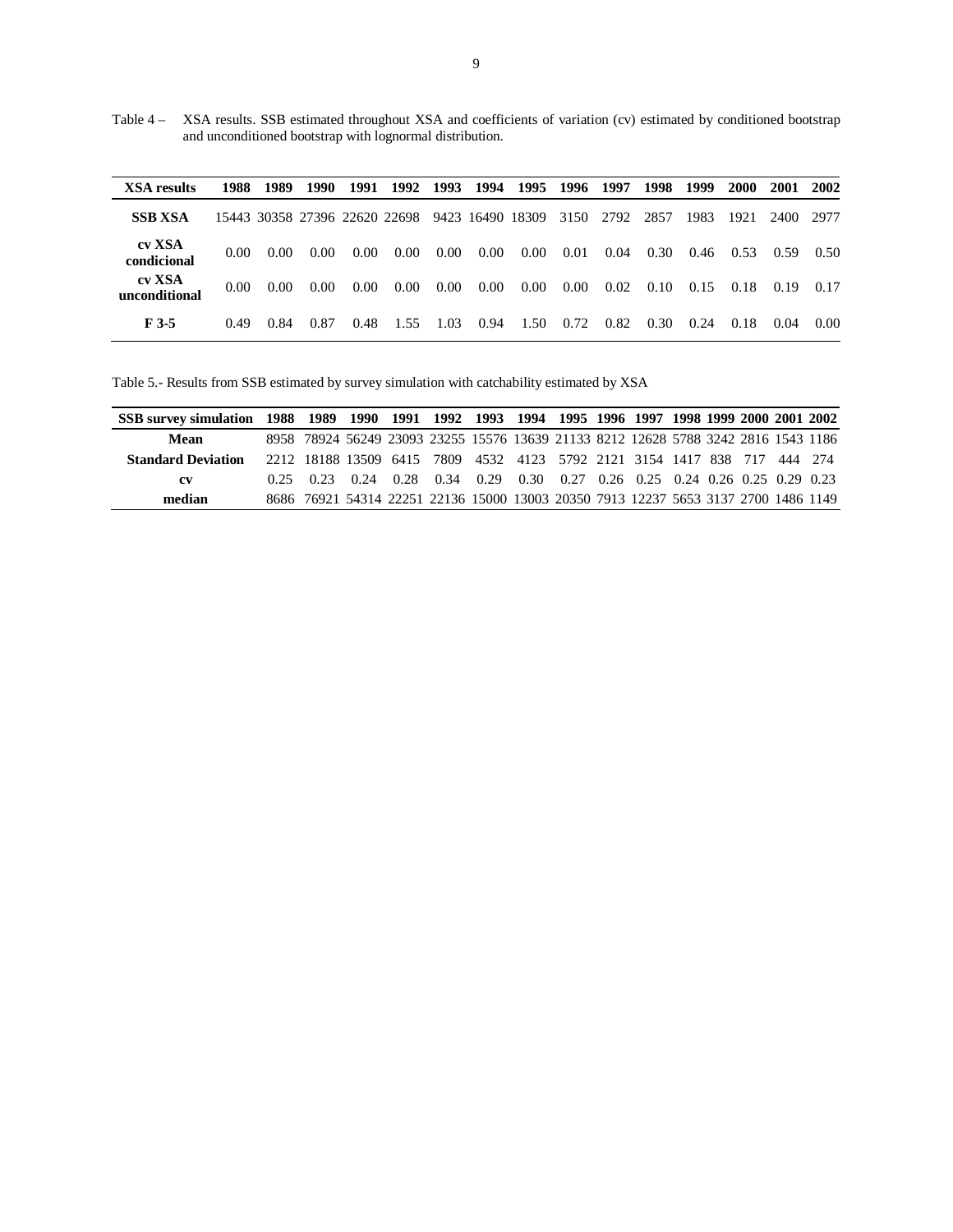Table 4 – XSA results. SSB estimated throughout XSA and coefficients of variation (cv) estimated by conditioned bootstrap and unconditioned bootstrap with lognormal distribution.

| XSA results | 1988 | 1989 | 1990 | 1991 | 1992 | 1993 | 1994 | 1995 | 1996 | 1997 | 1998 | 1999 | 2000 | 2001 | 2002 |
|---|---|---|---|---|---|---|---|---|---|---|---|---|---|---|---|
| **SSB XSA** | 15443 | 30358 | 27396 | 22620 | 22698 | 9423 | 16490 | 18309 | 3150 | 2792 | 2857 | 1983 | 1921 | 2400 | 2977 |
| **cv XSA condicional** | 0.00 | 0.00 | 0.00 | 0.00 | 0.00 | 0.00 | 0.00 | 0.00 | 0.01 | 0.04 | 0.30 | 0.46 | 0.53 | 0.59 | 0.50 |
| **cv XSA unconditional** | 0.00 | 0.00 | 0.00 | 0.00 | 0.00 | 0.00 | 0.00 | 0.00 | 0.00 | 0.02 | 0.10 | 0.15 | 0.18 | 0.19 | 0.17 |
| **F 3-5** | 0.49 | 0.84 | 0.87 | 0.48 | 1.55 | 1.03 | 0.94 | 1.50 | 0.72 | 0.82 | 0.30 | 0.24 | 0.18 | 0.04 | 0.00 |

Table 5.- Results from SSB estimated by survey simulation with catchability estimated by XSA

| SSB survey simulation | 1988 | 1989 | 1990 | 1991 | 1992 | 1993 | 1994 | 1995 | 1996 | 1997 | 1998 | 1999 | 2000 | 2001 | 2002 |
|---|---|---|---|---|---|---|---|---|---|---|---|---|---|---|---|
| **Mean** | 8958 | 78924 | 56249 | 23093 | 23255 | 15576 | 13639 | 21133 | 8212 | 12628 | 5788 | 3242 | 2816 | 1543 | 1186 |
| **Standard Deviation** | 2212 | 18188 | 13509 | 6415 | 7809 | 4532 | 4123 | 5792 | 2121 | 3154 | 1417 | 838 | 717 | 444 | 274 |
| **cv** | 0.25 | 0.23 | 0.24 | 0.28 | 0.34 | 0.29 | 0.30 | 0.27 | 0.26 | 0.25 | 0.24 | 0.26 | 0.25 | 0.29 | 0.23 |
| **median** | 8686 | 76921 | 54314 | 22251 | 22136 | 15000 | 13003 | 20350 | 7913 | 12237 | 5653 | 3137 | 2700 | 1486 | 1149 |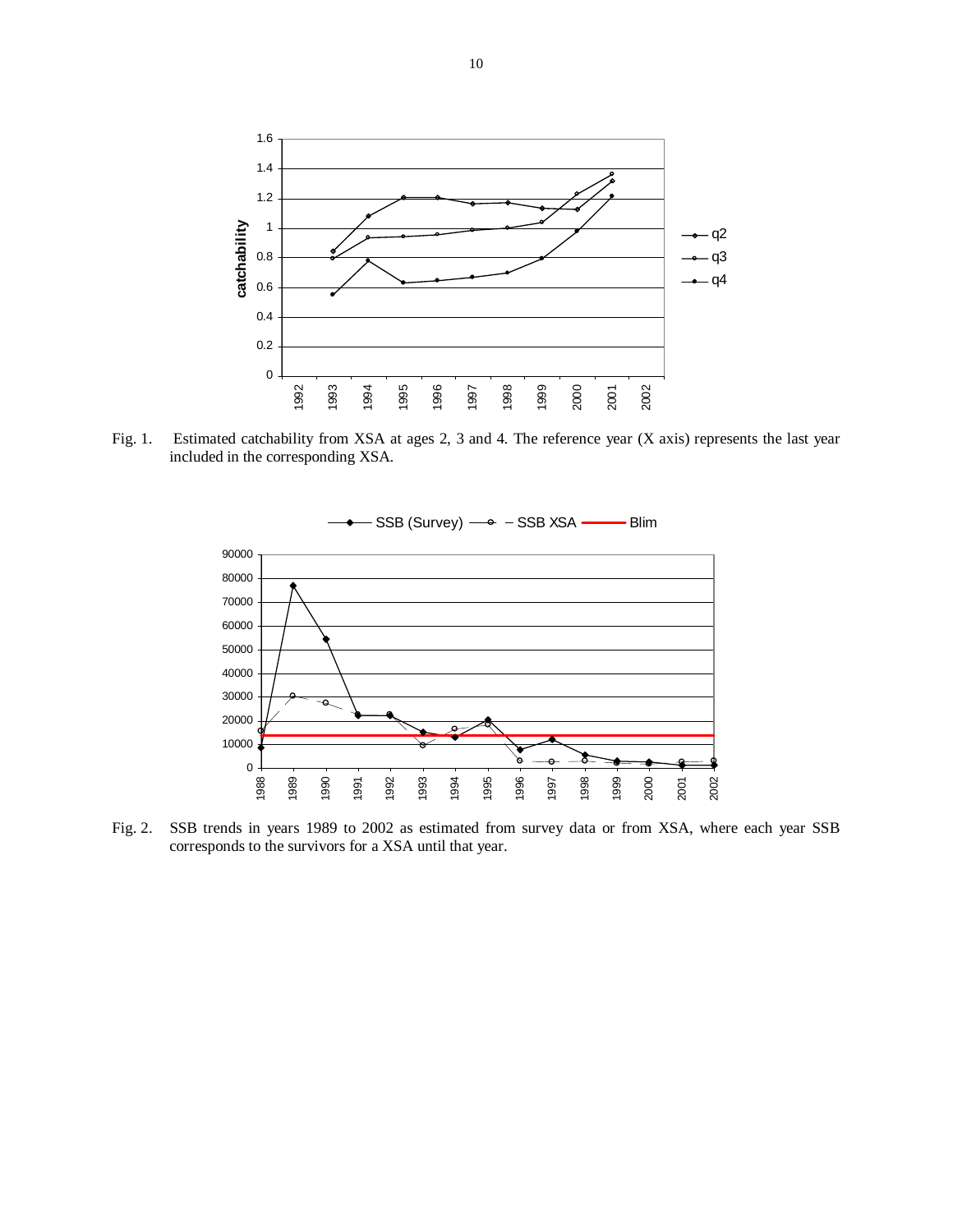Fig. 1. Estimated catchability from XSA at ages 2, 3 and 4. The reference year (X axis) represents the last year included in the corresponding XSA.

Fig. 2. SSB trends in years 1989 to 2002 as estimated from survey data or from XSA, where each year SSB corresponds to the survivors for a XSA until that year.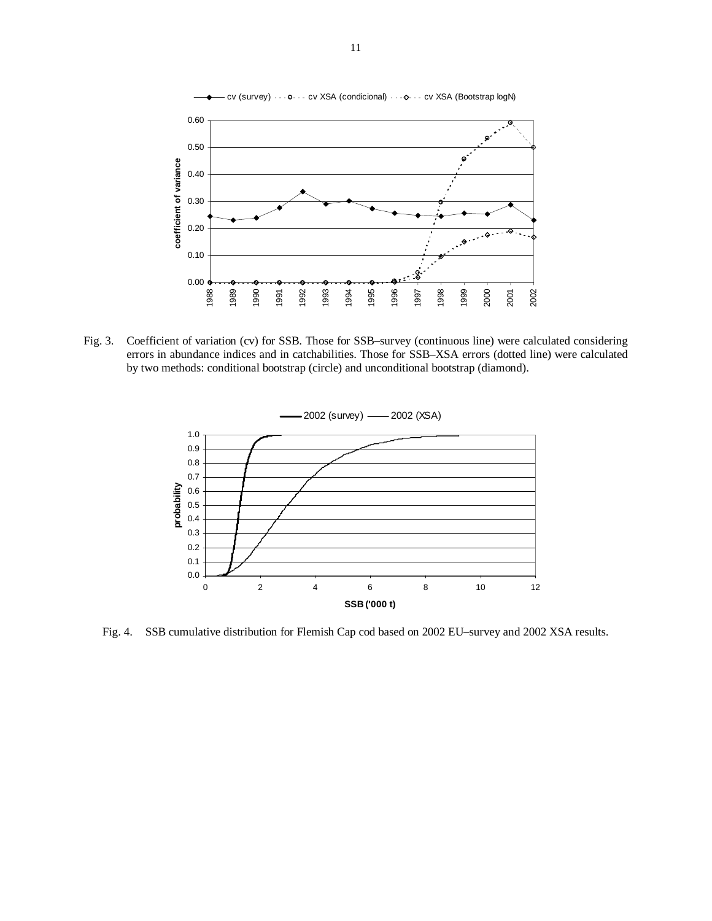cv (survey) · cv XSA (condicional) · cv XSA (Bootstrap logN)

coefficient of variance

0.60
0.50
0.40
0.30
0.20
0.10
0.00

1988 1989 1990 1991 1992 1993 1994 1995 1996 1997 1998 1999 2000 2001 2002

Fig. 3. Coefficient of variation (cv) for SSB. Those for SSB–survey (continuous line) were calculated considering errors in abundance indices and in catchabilities. Those for SSB–XSA errors (dotted line) were calculated by two methods: conditional bootstrap (circle) and unconditional bootstrap (diamond).

2002 (survey) · 2002 (XSA)

probability

1.0
0.9
0.8
0.7
0.6
0.5
0.4
0.3
0.2
0.1
0.0

0 2 4 6 8 10 12

SSB ('000 t)

Fig. 4. SSB cumulative distribution for Flemish Cap cod based on 2002 EU–survey and 2002 XSA results.